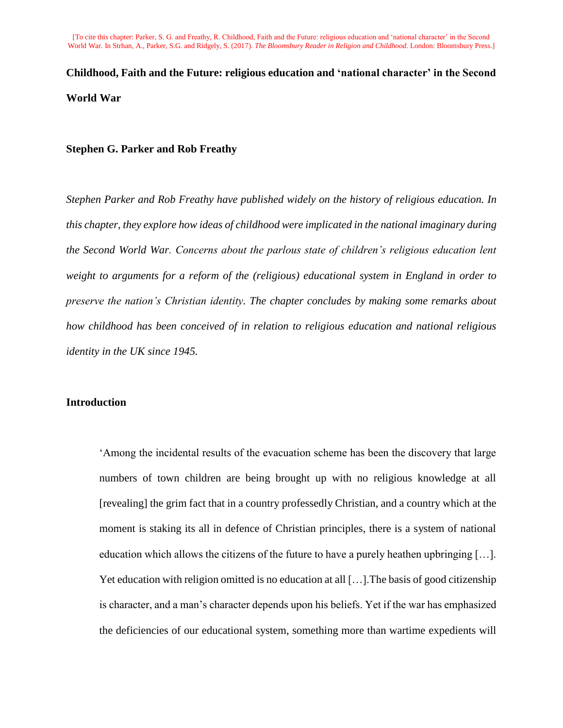[To cite this chapter: Parker, S. G. and Freathy, R. Childhood, Faith and the Future: religious education and 'national character' in the Second World War. In Strhan, A., Parker, S.G. and Ridgely, S. (2017). *The Bloomsbury Reader in Religion and Childhood*. London: Bloomsbury Press.]

# Childhood, Faith and the Future: religious education and 'national character' in the Second World War

**Stephen G. Parker and Rob Freathy**

*Stephen Parker and Rob Freathy have published widely on the history of religious education. In this chapter, they explore how ideas of childhood were implicated in the national imaginary during the Second World War. Concerns about the parlous state of children's religious education lent weight to arguments for a reform of the (religious) educational system in England in order to preserve the nation's Christian identity. The chapter concludes by making some remarks about how childhood has been conceived of in relation to religious education and national religious identity in the UK since 1945.*

## Introduction

> 'Among the incidental results of the evacuation scheme has been the discovery that large numbers of town children are being brought up with no religious knowledge at all [revealing] the grim fact that in a country professedly Christian, and a country which at the moment is staking its all in defence of Christian principles, there is a system of national education which allows the citizens of the future to have a purely heathen upbringing […]. Yet education with religion omitted is no education at all […].The basis of good citizenship is character, and a man's character depends upon his beliefs. Yet if the war has emphasized the deficiencies of our educational system, something more than wartime expedients will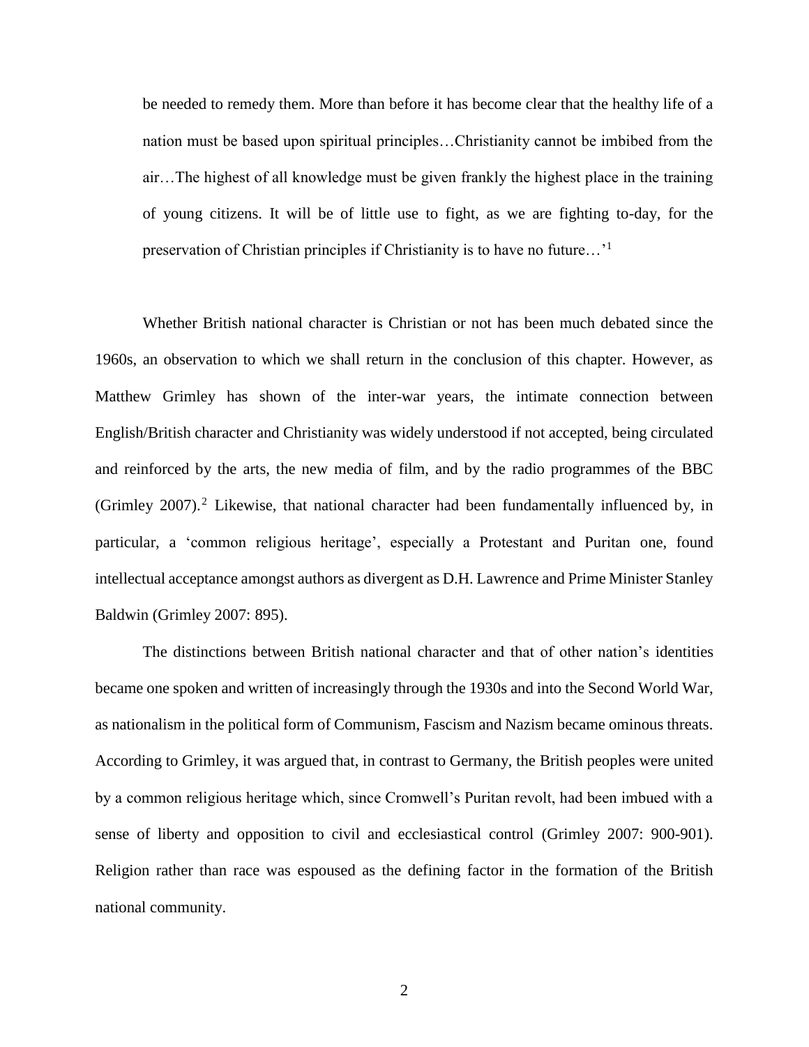> be needed to remedy them. More than before it has become clear that the healthy life of a nation must be based upon spiritual principles…Christianity cannot be imbibed from the air…The highest of all knowledge must be given frankly the highest place in the training of young citizens. It will be of little use to fight, as we are fighting to-day, for the preservation of Christian principles if Christianity is to have no future…'[1]

Whether British national character is Christian or not has been much debated since the 1960s, an observation to which we shall return in the conclusion of this chapter. However, as Matthew Grimley has shown of the inter-war years, the intimate connection between English/British character and Christianity was widely understood if not accepted, being circulated and reinforced by the arts, the new media of film, and by the radio programmes of the BBC (Grimley 2007).[2] Likewise, that national character had been fundamentally influenced by, in particular, a 'common religious heritage', especially a Protestant and Puritan one, found intellectual acceptance amongst authors as divergent as D.H. Lawrence and Prime Minister Stanley Baldwin (Grimley 2007: 895).

The distinctions between British national character and that of other nation's identities became one spoken and written of increasingly through the 1930s and into the Second World War, as nationalism in the political form of Communism, Fascism and Nazism became ominous threats. According to Grimley, it was argued that, in contrast to Germany, the British peoples were united by a common religious heritage which, since Cromwell's Puritan revolt, had been imbued with a sense of liberty and opposition to civil and ecclesiastical control (Grimley 2007: 900-901). Religion rather than race was espoused as the defining factor in the formation of the British national community.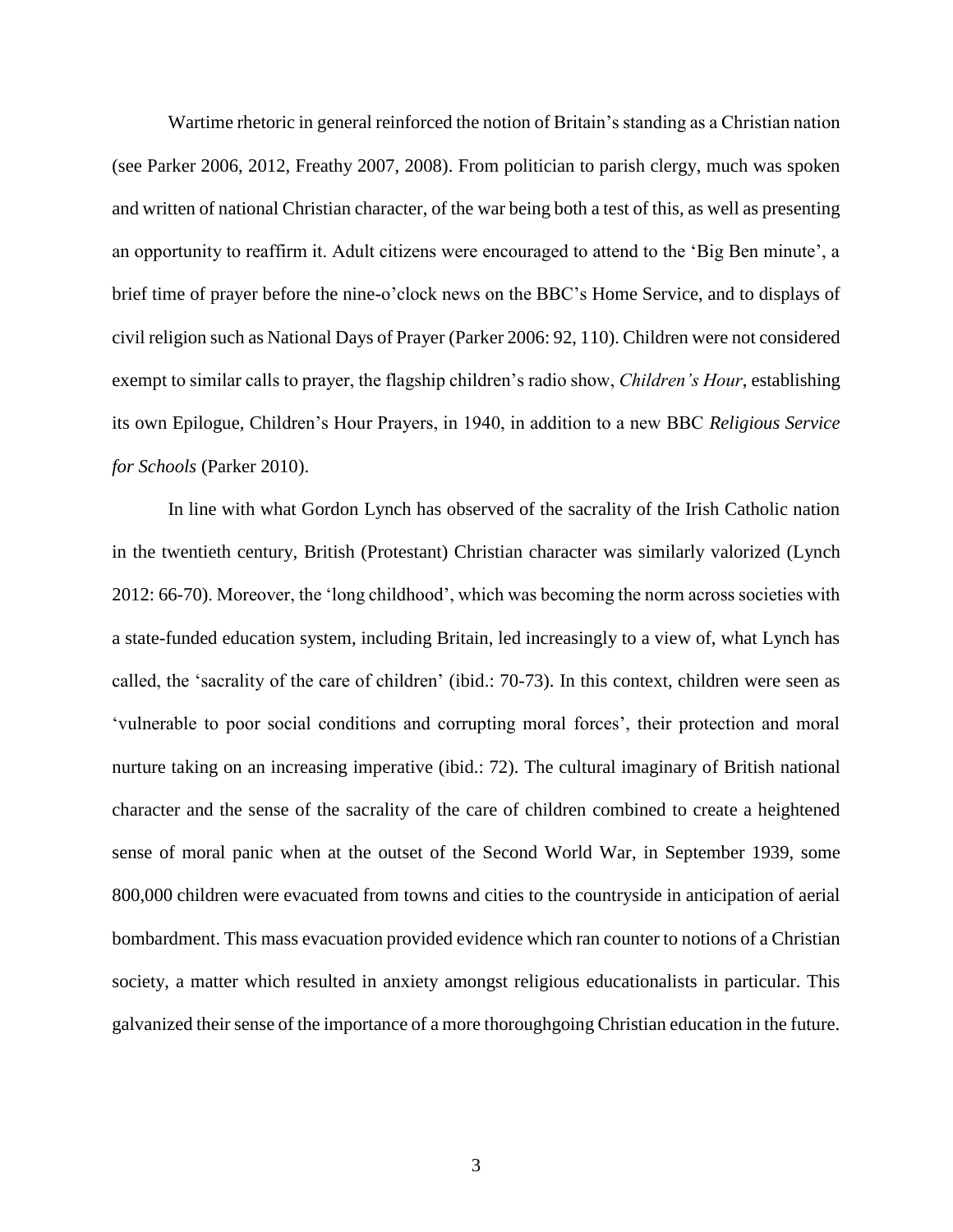Wartime rhetoric in general reinforced the notion of Britain's standing as a Christian nation (see Parker 2006, 2012, Freathy 2007, 2008). From politician to parish clergy, much was spoken and written of national Christian character, of the war being both a test of this, as well as presenting an opportunity to reaffirm it. Adult citizens were encouraged to attend to the 'Big Ben minute', a brief time of prayer before the nine-o'clock news on the BBC's Home Service, and to displays of civil religion such as National Days of Prayer (Parker 2006: 92, 110). Children were not considered exempt to similar calls to prayer, the flagship children's radio show, *Children's Hour*, establishing its own Epilogue, Children's Hour Prayers, in 1940, in addition to a new BBC *Religious Service for Schools* (Parker 2010).

In line with what Gordon Lynch has observed of the sacrality of the Irish Catholic nation in the twentieth century, British (Protestant) Christian character was similarly valorized (Lynch 2012: 66-70). Moreover, the 'long childhood', which was becoming the norm across societies with a state-funded education system, including Britain, led increasingly to a view of, what Lynch has called, the 'sacrality of the care of children' (ibid.: 70-73). In this context, children were seen as 'vulnerable to poor social conditions and corrupting moral forces', their protection and moral nurture taking on an increasing imperative (ibid.: 72). The cultural imaginary of British national character and the sense of the sacrality of the care of children combined to create a heightened sense of moral panic when at the outset of the Second World War, in September 1939, some 800,000 children were evacuated from towns and cities to the countryside in anticipation of aerial bombardment. This mass evacuation provided evidence which ran counter to notions of a Christian society, a matter which resulted in anxiety amongst religious educationalists in particular. This galvanized their sense of the importance of a more thoroughgoing Christian education in the future.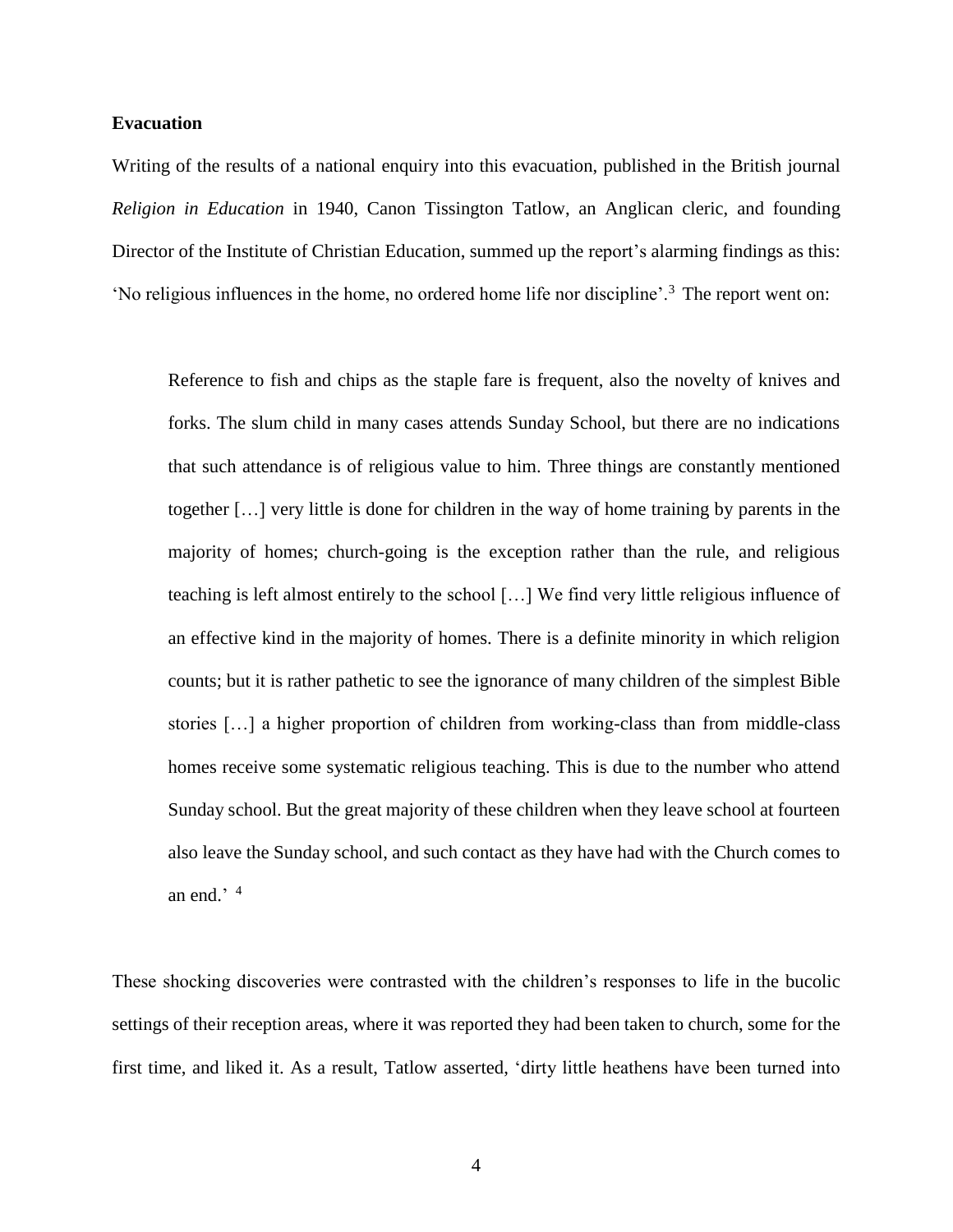**Evacuation**

Writing of the results of a national enquiry into this evacuation, published in the British journal *Religion in Education* in 1940, Canon Tissington Tatlow, an Anglican cleric, and founding Director of the Institute of Christian Education, summed up the report's alarming findings as this: 'No religious influences in the home, no ordered home life nor discipline'.[3] The report went on:

> Reference to fish and chips as the staple fare is frequent, also the novelty of knives and forks. The slum child in many cases attends Sunday School, but there are no indications that such attendance is of religious value to him. Three things are constantly mentioned together […] very little is done for children in the way of home training by parents in the majority of homes; church-going is the exception rather than the rule, and religious teaching is left almost entirely to the school […] We find very little religious influence of an effective kind in the majority of homes. There is a definite minority in which religion counts; but it is rather pathetic to see the ignorance of many children of the simplest Bible stories […] a higher proportion of children from working-class than from middle-class homes receive some systematic religious teaching. This is due to the number who attend Sunday school. But the great majority of these children when they leave school at fourteen also leave the Sunday school, and such contact as they have had with the Church comes to an end.' [4]

These shocking discoveries were contrasted with the children's responses to life in the bucolic settings of their reception areas, where it was reported they had been taken to church, some for the first time, and liked it. As a result, Tatlow asserted, 'dirty little heathens have been turned into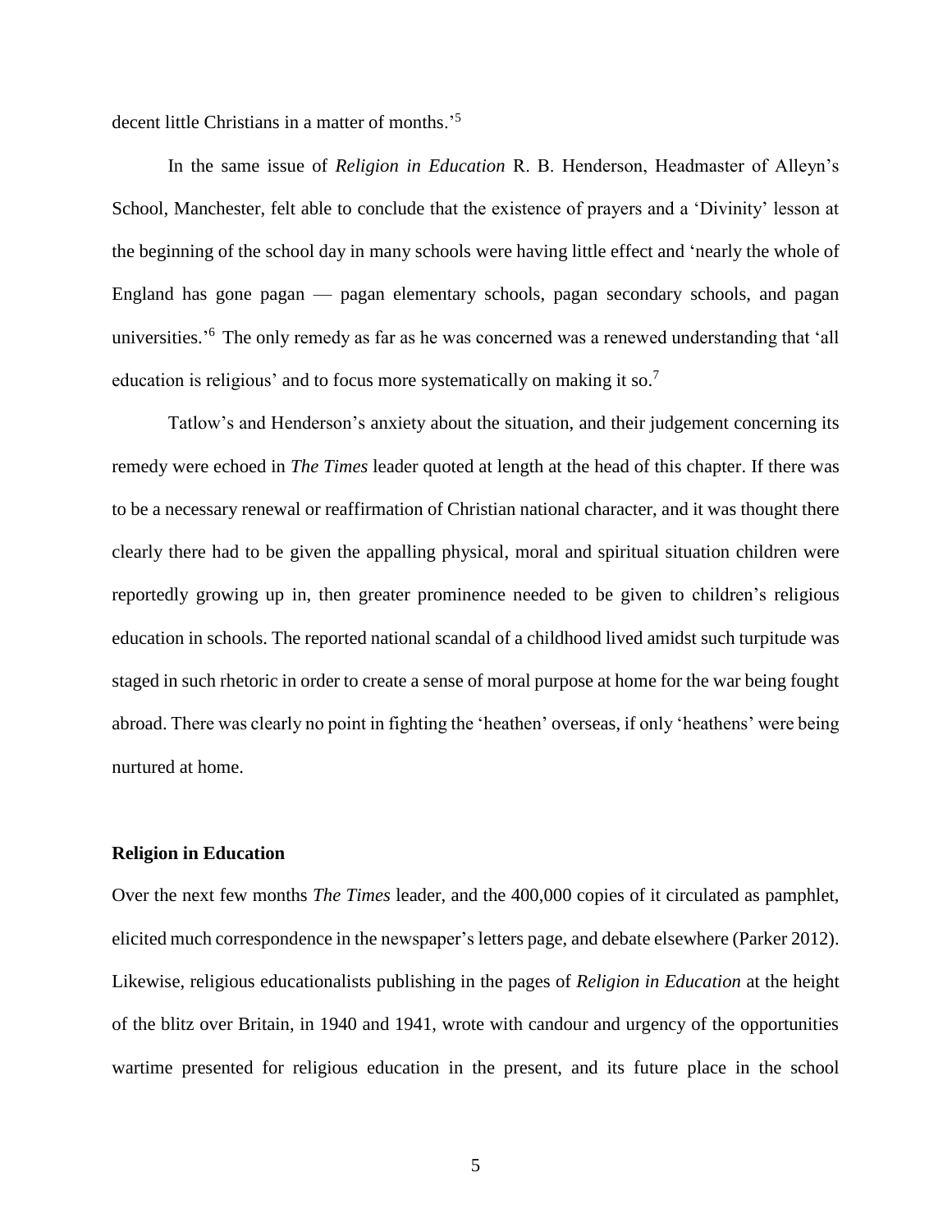decent little Christians in a matter of months.'[5]

In the same issue of *Religion in Education* R. B. Henderson, Headmaster of Alleyn's School, Manchester, felt able to conclude that the existence of prayers and a 'Divinity' lesson at the beginning of the school day in many schools were having little effect and 'nearly the whole of England has gone pagan — pagan elementary schools, pagan secondary schools, and pagan universities.'[6] The only remedy as far as he was concerned was a renewed understanding that 'all education is religious' and to focus more systematically on making it so.[7]

Tatlow's and Henderson's anxiety about the situation, and their judgement concerning its remedy were echoed in *The Times* leader quoted at length at the head of this chapter. If there was to be a necessary renewal or reaffirmation of Christian national character, and it was thought there clearly there had to be given the appalling physical, moral and spiritual situation children were reportedly growing up in, then greater prominence needed to be given to children's religious education in schools. The reported national scandal of a childhood lived amidst such turpitude was staged in such rhetoric in order to create a sense of moral purpose at home for the war being fought abroad. There was clearly no point in fighting the 'heathen' overseas, if only 'heathens' were being nurtured at home.

**Religion in Education**

Over the next few months *The Times* leader, and the 400,000 copies of it circulated as pamphlet, elicited much correspondence in the newspaper's letters page, and debate elsewhere (Parker 2012). Likewise, religious educationalists publishing in the pages of *Religion in Education* at the height of the blitz over Britain, in 1940 and 1941, wrote with candour and urgency of the opportunities wartime presented for religious education in the present, and its future place in the school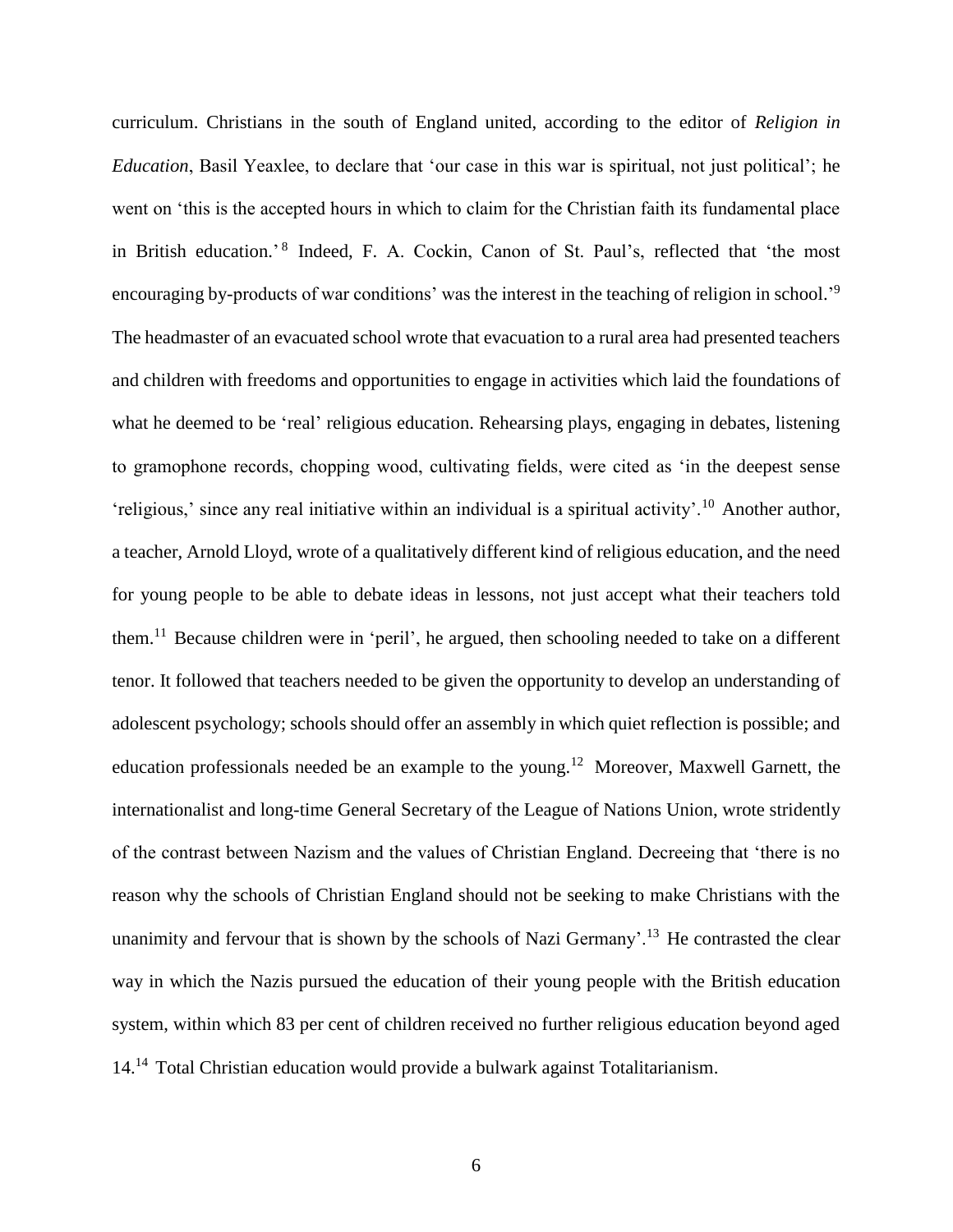curriculum. Christians in the south of England united, according to the editor of *Religion in Education*, Basil Yeaxlee, to declare that 'our case in this war is spiritual, not just political'; he went on 'this is the accepted hours in which to claim for the Christian faith its fundamental place in British education.'[8] Indeed, F. A. Cockin, Canon of St. Paul's, reflected that 'the most encouraging by-products of war conditions' was the interest in the teaching of religion in school.'[9] The headmaster of an evacuated school wrote that evacuation to a rural area had presented teachers and children with freedoms and opportunities to engage in activities which laid the foundations of what he deemed to be 'real' religious education. Rehearsing plays, engaging in debates, listening to gramophone records, chopping wood, cultivating fields, were cited as 'in the deepest sense 'religious,' since any real initiative within an individual is a spiritual activity'.[10] Another author, a teacher, Arnold Lloyd, wrote of a qualitatively different kind of religious education, and the need for young people to be able to debate ideas in lessons, not just accept what their teachers told them.[11] Because children were in 'peril', he argued, then schooling needed to take on a different tenor. It followed that teachers needed to be given the opportunity to develop an understanding of adolescent psychology; schools should offer an assembly in which quiet reflection is possible; and education professionals needed be an example to the young.[12] Moreover, Maxwell Garnett, the internationalist and long-time General Secretary of the League of Nations Union, wrote stridently of the contrast between Nazism and the values of Christian England. Decreeing that 'there is no reason why the schools of Christian England should not be seeking to make Christians with the unanimity and fervour that is shown by the schools of Nazi Germany'.[13] He contrasted the clear way in which the Nazis pursued the education of their young people with the British education system, within which 83 per cent of children received no further religious education beyond aged 14.[14] Total Christian education would provide a bulwark against Totalitarianism.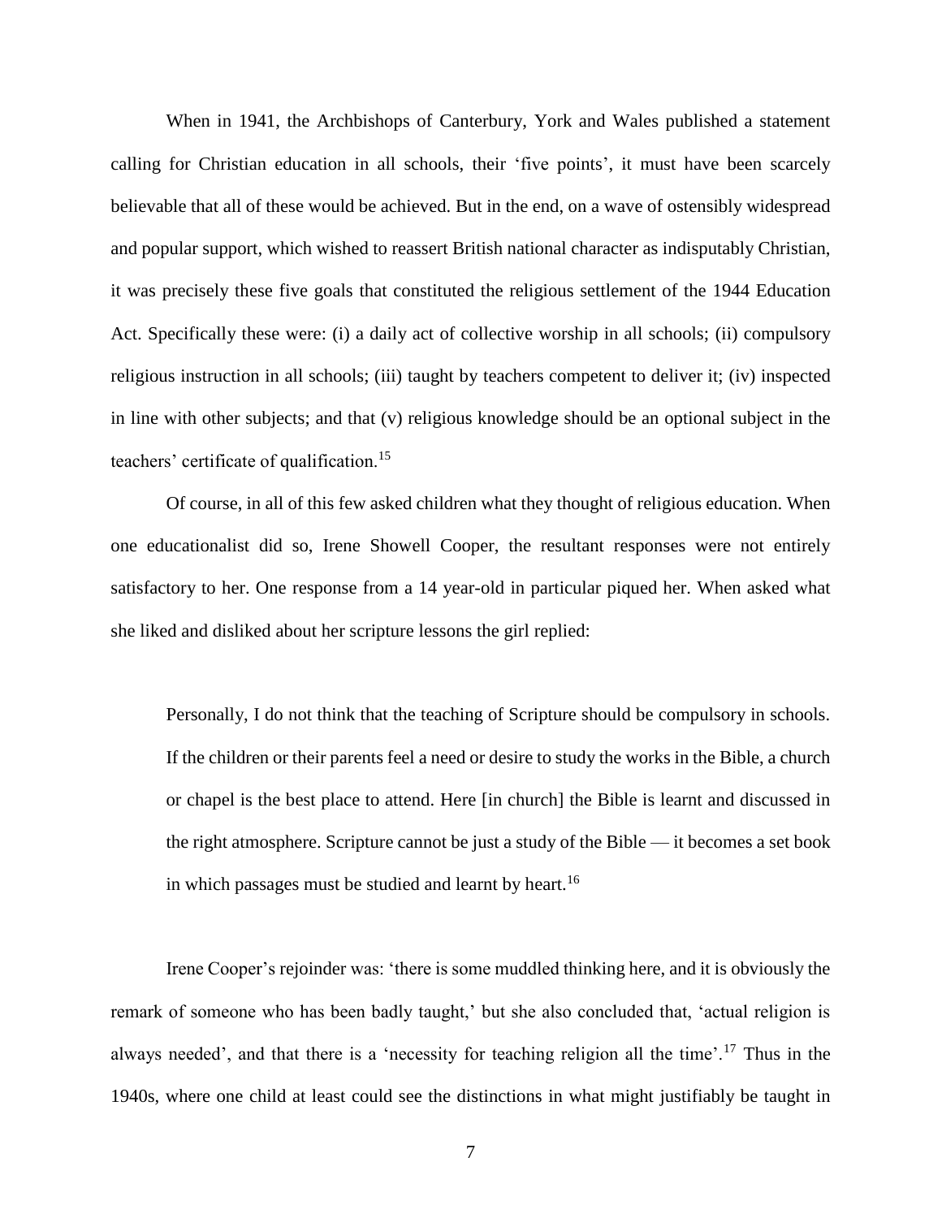When in 1941, the Archbishops of Canterbury, York and Wales published a statement calling for Christian education in all schools, their 'five points', it must have been scarcely believable that all of these would be achieved. But in the end, on a wave of ostensibly widespread and popular support, which wished to reassert British national character as indisputably Christian, it was precisely these five goals that constituted the religious settlement of the 1944 Education Act. Specifically these were: (i) a daily act of collective worship in all schools; (ii) compulsory religious instruction in all schools; (iii) taught by teachers competent to deliver it; (iv) inspected in line with other subjects; and that (v) religious knowledge should be an optional subject in the teachers' certificate of qualification.[15]

Of course, in all of this few asked children what they thought of religious education. When one educationalist did so, Irene Showell Cooper, the resultant responses were not entirely satisfactory to her. One response from a 14 year-old in particular piqued her. When asked what she liked and disliked about her scripture lessons the girl replied:

> Personally, I do not think that the teaching of Scripture should be compulsory in schools. If the children or their parents feel a need or desire to study the works in the Bible, a church or chapel is the best place to attend. Here [in church] the Bible is learnt and discussed in the right atmosphere. Scripture cannot be just a study of the Bible — it becomes a set book in which passages must be studied and learnt by heart.[16]

Irene Cooper's rejoinder was: 'there is some muddled thinking here, and it is obviously the remark of someone who has been badly taught,' but she also concluded that, 'actual religion is always needed', and that there is a 'necessity for teaching religion all the time'.[17] Thus in the 1940s, where one child at least could see the distinctions in what might justifiably be taught in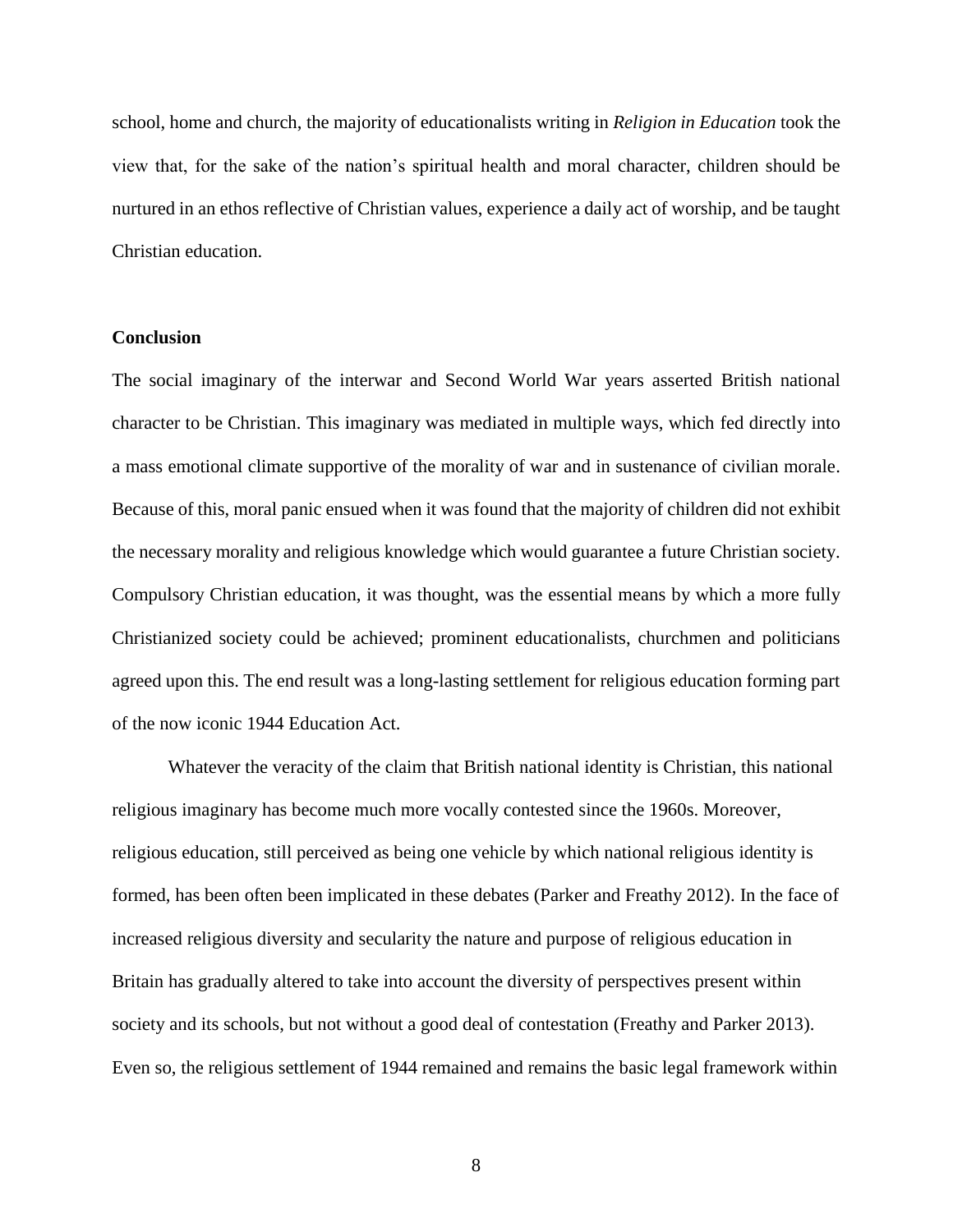school, home and church, the majority of educationalists writing in *Religion in Education* took the view that, for the sake of the nation's spiritual health and moral character, children should be nurtured in an ethos reflective of Christian values, experience a daily act of worship, and be taught Christian education.

## Conclusion

The social imaginary of the interwar and Second World War years asserted British national character to be Christian. This imaginary was mediated in multiple ways, which fed directly into a mass emotional climate supportive of the morality of war and in sustenance of civilian morale. Because of this, moral panic ensued when it was found that the majority of children did not exhibit the necessary morality and religious knowledge which would guarantee a future Christian society. Compulsory Christian education, it was thought, was the essential means by which a more fully Christianized society could be achieved; prominent educationalists, churchmen and politicians agreed upon this. The end result was a long-lasting settlement for religious education forming part of the now iconic 1944 Education Act.

Whatever the veracity of the claim that British national identity is Christian, this national religious imaginary has become much more vocally contested since the 1960s. Moreover, religious education, still perceived as being one vehicle by which national religious identity is formed, has been often been implicated in these debates (Parker and Freathy 2012). In the face of increased religious diversity and secularity the nature and purpose of religious education in Britain has gradually altered to take into account the diversity of perspectives present within society and its schools, but not without a good deal of contestation (Freathy and Parker 2013). Even so, the religious settlement of 1944 remained and remains the basic legal framework within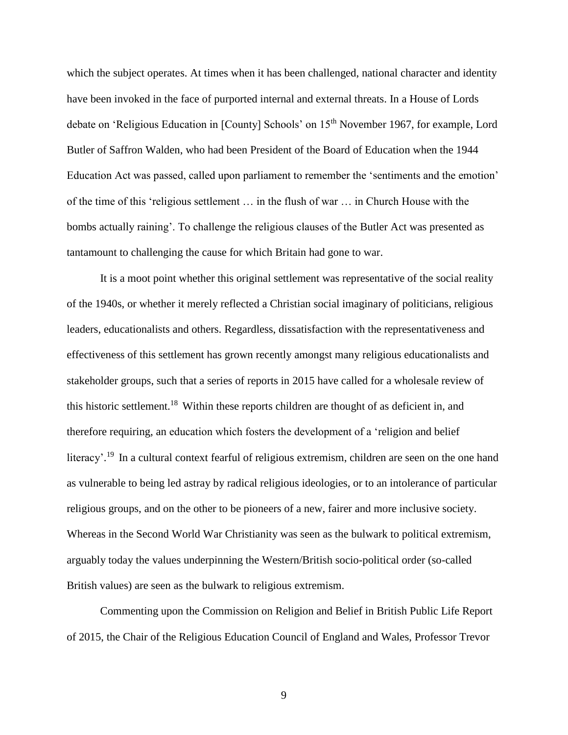which the subject operates. At times when it has been challenged, national character and identity have been invoked in the face of purported internal and external threats. In a House of Lords debate on 'Religious Education in [County] Schools' on 15th November 1967, for example, Lord Butler of Saffron Walden, who had been President of the Board of Education when the 1944 Education Act was passed, called upon parliament to remember the 'sentiments and the emotion' of the time of this 'religious settlement … in the flush of war … in Church House with the bombs actually raining'. To challenge the religious clauses of the Butler Act was presented as tantamount to challenging the cause for which Britain had gone to war.

It is a moot point whether this original settlement was representative of the social reality of the 1940s, or whether it merely reflected a Christian social imaginary of politicians, religious leaders, educationalists and others. Regardless, dissatisfaction with the representativeness and effectiveness of this settlement has grown recently amongst many religious educationalists and stakeholder groups, such that a series of reports in 2015 have called for a wholesale review of this historic settlement.[18] Within these reports children are thought of as deficient in, and therefore requiring, an education which fosters the development of a 'religion and belief literacy'.[19] In a cultural context fearful of religious extremism, children are seen on the one hand as vulnerable to being led astray by radical religious ideologies, or to an intolerance of particular religious groups, and on the other to be pioneers of a new, fairer and more inclusive society. Whereas in the Second World War Christianity was seen as the bulwark to political extremism, arguably today the values underpinning the Western/British socio-political order (so-called British values) are seen as the bulwark to religious extremism.

Commenting upon the Commission on Religion and Belief in British Public Life Report of 2015, the Chair of the Religious Education Council of England and Wales, Professor Trevor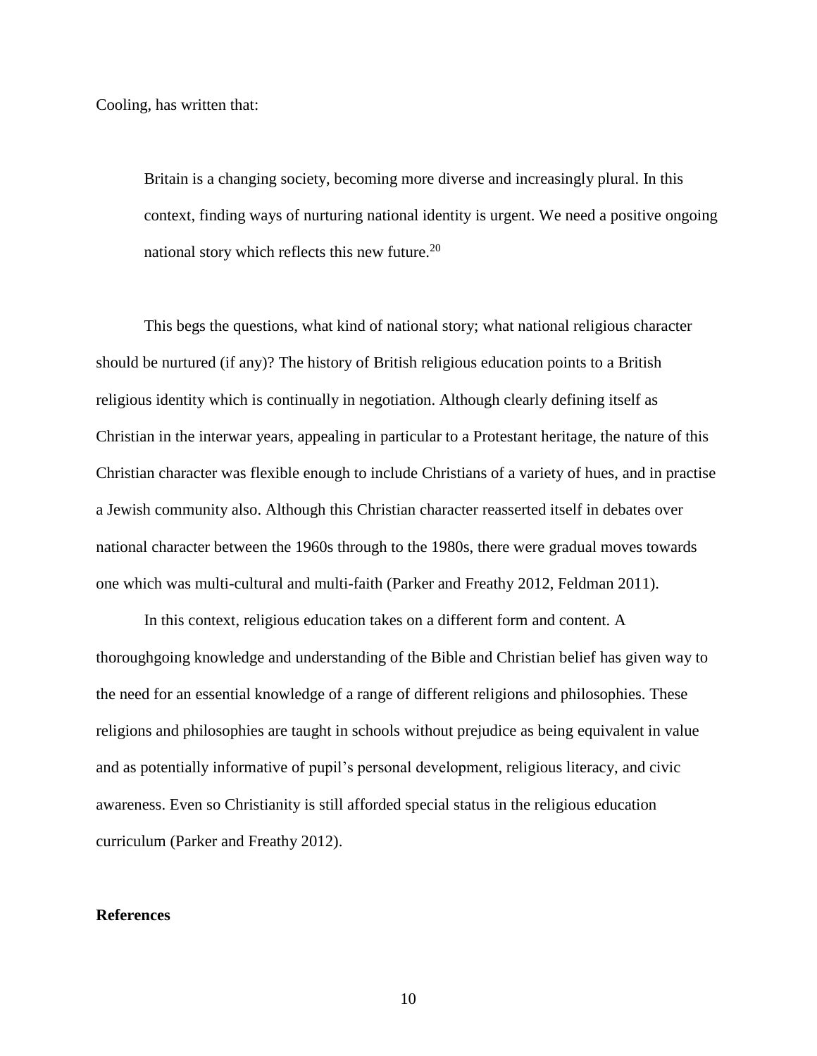Cooling, has written that:

> Britain is a changing society, becoming more diverse and increasingly plural. In this context, finding ways of nurturing national identity is urgent. We need a positive ongoing national story which reflects this new future.[20]

This begs the questions, what kind of national story; what national religious character should be nurtured (if any)? The history of British religious education points to a British religious identity which is continually in negotiation. Although clearly defining itself as Christian in the interwar years, appealing in particular to a Protestant heritage, the nature of this Christian character was flexible enough to include Christians of a variety of hues, and in practise a Jewish community also. Although this Christian character reasserted itself in debates over national character between the 1960s through to the 1980s, there were gradual moves towards one which was multi-cultural and multi-faith (Parker and Freathy 2012, Feldman 2011).

In this context, religious education takes on a different form and content. A thoroughgoing knowledge and understanding of the Bible and Christian belief has given way to the need for an essential knowledge of a range of different religions and philosophies. These religions and philosophies are taught in schools without prejudice as being equivalent in value and as potentially informative of pupil's personal development, religious literacy, and civic awareness. Even so Christianity is still afforded special status in the religious education curriculum (Parker and Freathy 2012).

**References**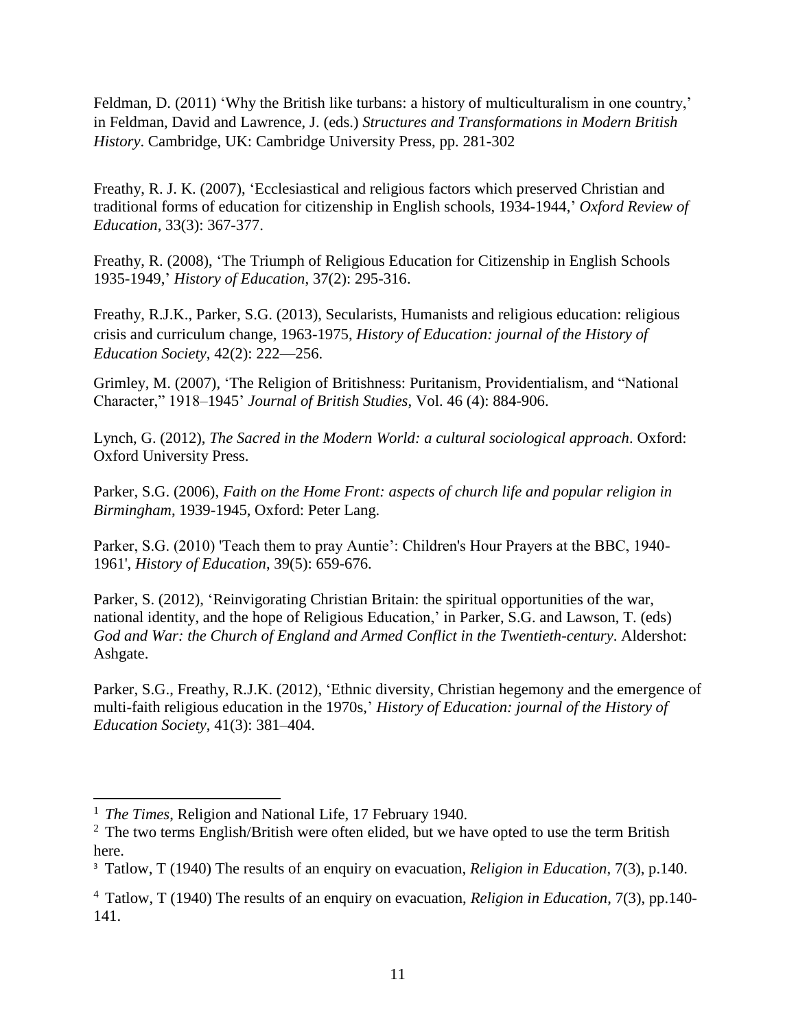Feldman, D. (2011) 'Why the British like turbans: a history of multiculturalism in one country,' in Feldman, David and Lawrence, J. (eds.) *Structures and Transformations in Modern British History*. Cambridge, UK: Cambridge University Press, pp. 281-302

Freathy, R. J. K. (2007), 'Ecclesiastical and religious factors which preserved Christian and traditional forms of education for citizenship in English schools, 1934-1944,' *Oxford Review of Education*, 33(3): 367-377.

Freathy, R. (2008), 'The Triumph of Religious Education for Citizenship in English Schools 1935-1949,' *History of Education*, 37(2): 295-316.

Freathy, R.J.K., Parker, S.G. (2013), Secularists, Humanists and religious education: religious crisis and curriculum change, 1963-1975, *History of Education: journal of the History of Education Society*, 42(2): 222—256.

Grimley, M. (2007), 'The Religion of Britishness: Puritanism, Providentialism, and "National Character," 1918–1945' *Journal of British Studies*, Vol. 46 (4): 884-906.

Lynch, G. (2012), *The Sacred in the Modern World: a cultural sociological approach*. Oxford: Oxford University Press.

Parker, S.G. (2006), *Faith on the Home Front: aspects of church life and popular religion in Birmingham*, 1939-1945, Oxford: Peter Lang.

Parker, S.G. (2010) 'Teach them to pray Auntie': Children's Hour Prayers at the BBC, 1940-1961', *History of Education*, 39(5): 659-676.

Parker, S. (2012), 'Reinvigorating Christian Britain: the spiritual opportunities of the war, national identity, and the hope of Religious Education,' in Parker, S.G. and Lawson, T. (eds) *God and War: the Church of England and Armed Conflict in the Twentieth-century*. Aldershot: Ashgate.

Parker, S.G., Freathy, R.J.K. (2012), 'Ethnic diversity, Christian hegemony and the emergence of multi-faith religious education in the 1970s,' *History of Education: journal of the History of Education Society*, 41(3): 381–404.

---

[1] *The Times*, Religion and National Life, 17 February 1940.

[2] The two terms English/British were often elided, but we have opted to use the term British here.

[3] Tatlow, T (1940) The results of an enquiry on evacuation, *Religion in Education*, 7(3), p.140.

[4] Tatlow, T (1940) The results of an enquiry on evacuation, *Religion in Education*, 7(3), pp.140-141.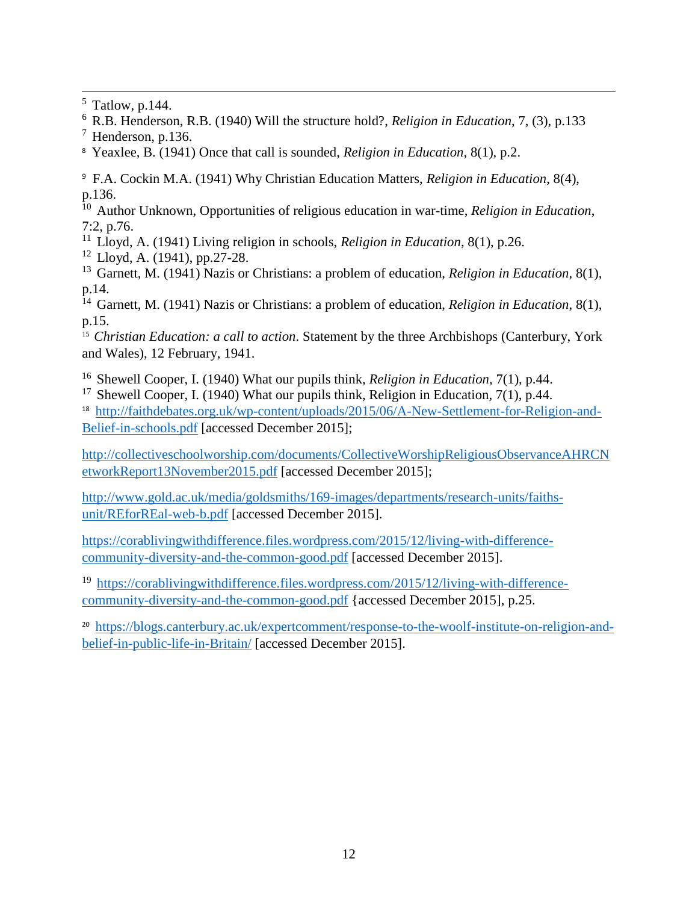[5] Tatlow, p.144.

[6] R.B. Henderson, R.B. (1940) Will the structure hold?, *Religion in Education*, 7, (3), p.133

[7] Henderson, p.136.

[8] Yeaxlee, B. (1941) Once that call is sounded, *Religion in Education*, 8(1), p.2.

[9] F.A. Cockin M.A. (1941) Why Christian Education Matters, *Religion in Education*, 8(4), p.136.

[10] Author Unknown, Opportunities of religious education in war-time, *Religion in Education*, 7:2, p.76.

[11] Lloyd, A. (1941) Living religion in schools, *Religion in Education*, 8(1), p.26.

[12] Lloyd, A. (1941), pp.27-28.

[13] Garnett, M. (1941) Nazis or Christians: a problem of education, *Religion in Education*, 8(1), p.14.

[14] Garnett, M. (1941) Nazis or Christians: a problem of education, *Religion in Education*, 8(1), p.15.

[15] *Christian Education: a call to action*. Statement by the three Archbishops (Canterbury, York and Wales), 12 February, 1941.

[16] Shewell Cooper, I. (1940) What our pupils think, *Religion in Education*, 7(1), p.44.

[17] Shewell Cooper, I. (1940) What our pupils think, Religion in Education, 7(1), p.44.

[18] http://faithdebates.org.uk/wp-content/uploads/2015/06/A-New-Settlement-for-Religion-and-Belief-in-schools.pdf [accessed December 2015];

http://collectiveschoolworship.com/documents/CollectiveWorshipReligiousObservanceAHRCNetworkReport13November2015.pdf [accessed December 2015];

http://www.gold.ac.uk/media/goldsmiths/169-images/departments/research-units/faiths-unit/REforREal-web-b.pdf [accessed December 2015].

https://corablivingwithdifference.files.wordpress.com/2015/12/living-with-difference-community-diversity-and-the-common-good.pdf [accessed December 2015].

[19] https://corablivingwithdifference.files.wordpress.com/2015/12/living-with-difference-community-diversity-and-the-common-good.pdf {accessed December 2015], p.25.

[20] https://blogs.canterbury.ac.uk/expertcomment/response-to-the-woolf-institute-on-religion-and-belief-in-public-life-in-Britain/ [accessed December 2015].